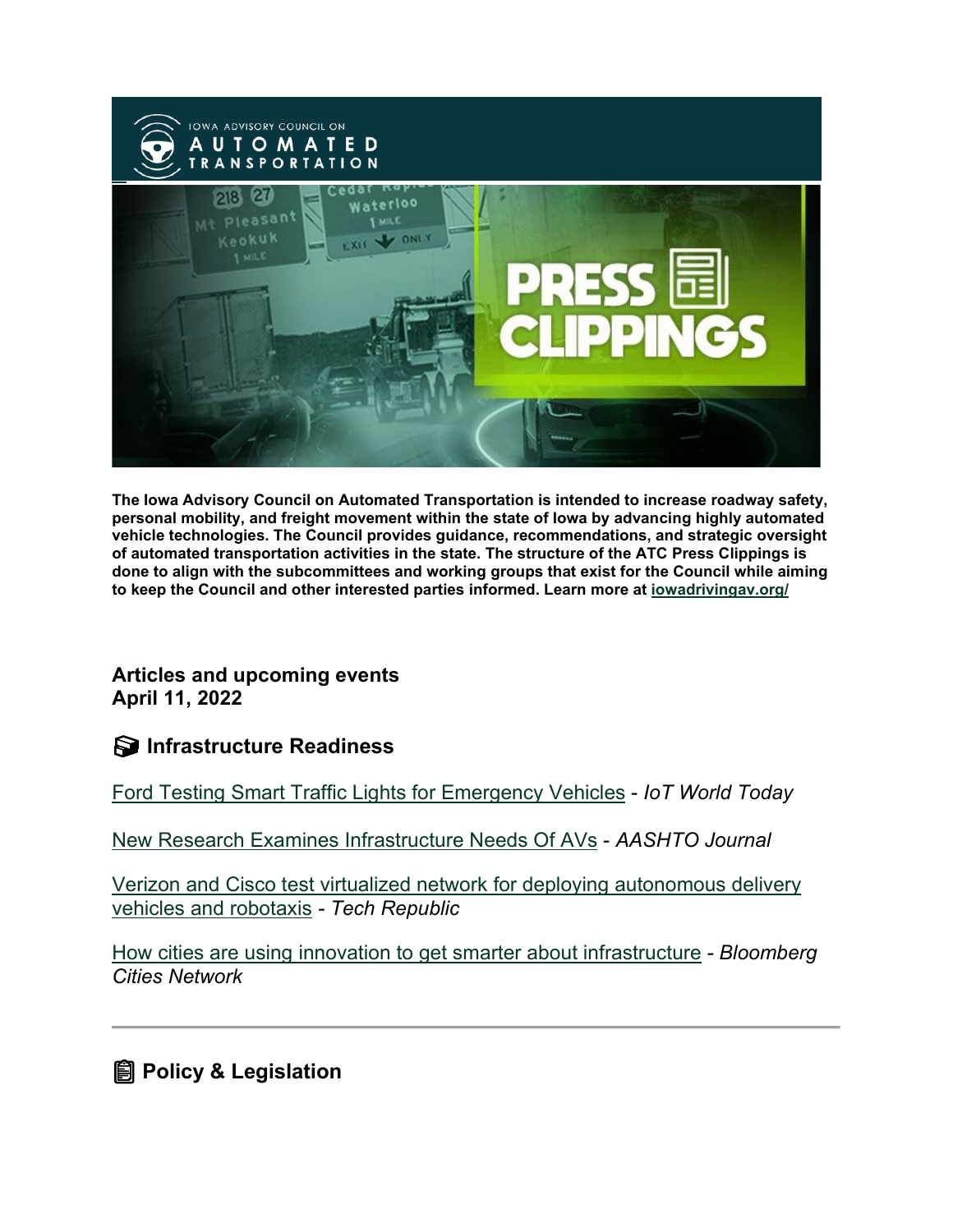**The Iowa Advisory Council on Automated Transportation is intended to increase roadway safety, personal mobility, and freight movement within the state of Iowa by advancing highly automated vehicle technologies. The Council provides guidance, recommendations, and strategic oversight of automated transportation activities in the state. The structure of the ATC Press Clippings is done to align with the subcommittees and working groups that exist for the Council while aiming to keep the Council and other interested parties informed. Learn more at [iowadrivingav.org/](iowadrivingav.org/)**

## Articles and upcoming events
## April 11, 2022

### Infrastructure Readiness

Ford Testing Smart Traffic Lights for Emergency Vehicles - *IoT World Today*

New Research Examines Infrastructure Needs Of AVs - *AASHTO Journal*

Verizon and Cisco test virtualized network for deploying autonomous delivery vehicles and robotaxis - *Tech Republic*

How cities are using innovation to get smarter about infrastructure - *Bloomberg Cities Network*

---

### Policy & Legislation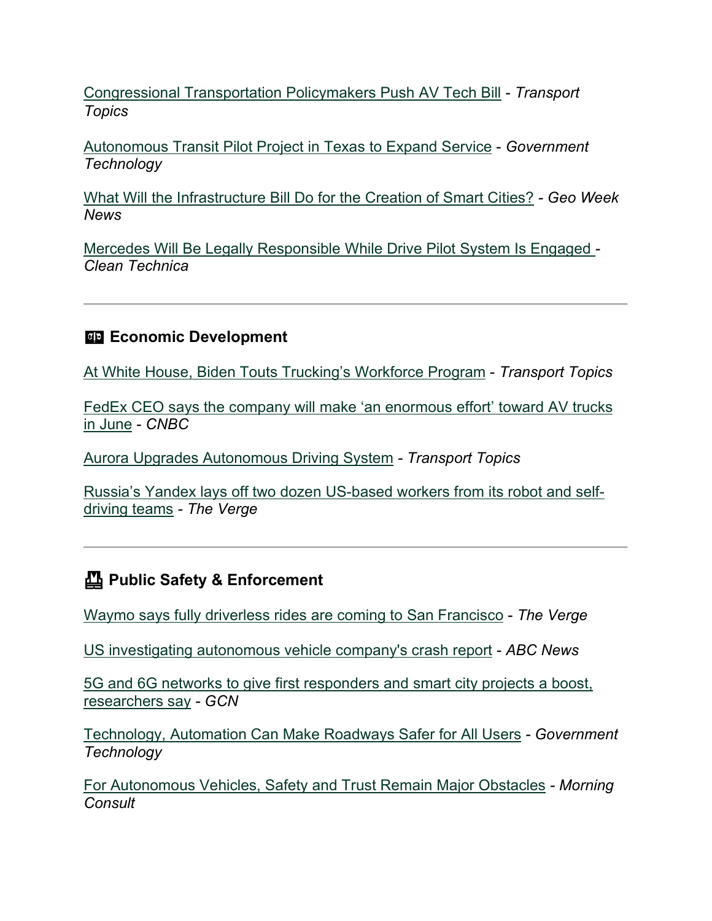Congressional Transportation Policymakers Push AV Tech Bill - *Transport Topics*

Autonomous Transit Pilot Project in Texas to Expand Service - *Government Technology*

What Will the Infrastructure Bill Do for the Creation of Smart Cities? - *Geo Week News*

Mercedes Will Be Legally Responsible While Drive Pilot System Is Engaged - *Clean Technica*

---

## Economic Development

At White House, Biden Touts Trucking's Workforce Program - *Transport Topics*

FedEx CEO says the company will make 'an enormous effort' toward AV trucks in June - *CNBC*

Aurora Upgrades Autonomous Driving System - *Transport Topics*

Russia's Yandex lays off two dozen US-based workers from its robot and self-driving teams - *The Verge*

---

## Public Safety & Enforcement

Waymo says fully driverless rides are coming to San Francisco - *The Verge*

US investigating autonomous vehicle company's crash report - *ABC News*

5G and 6G networks to give first responders and smart city projects a boost, researchers say - *GCN*

Technology, Automation Can Make Roadways Safer for All Users - *Government Technology*

For Autonomous Vehicles, Safety and Trust Remain Major Obstacles - *Morning Consult*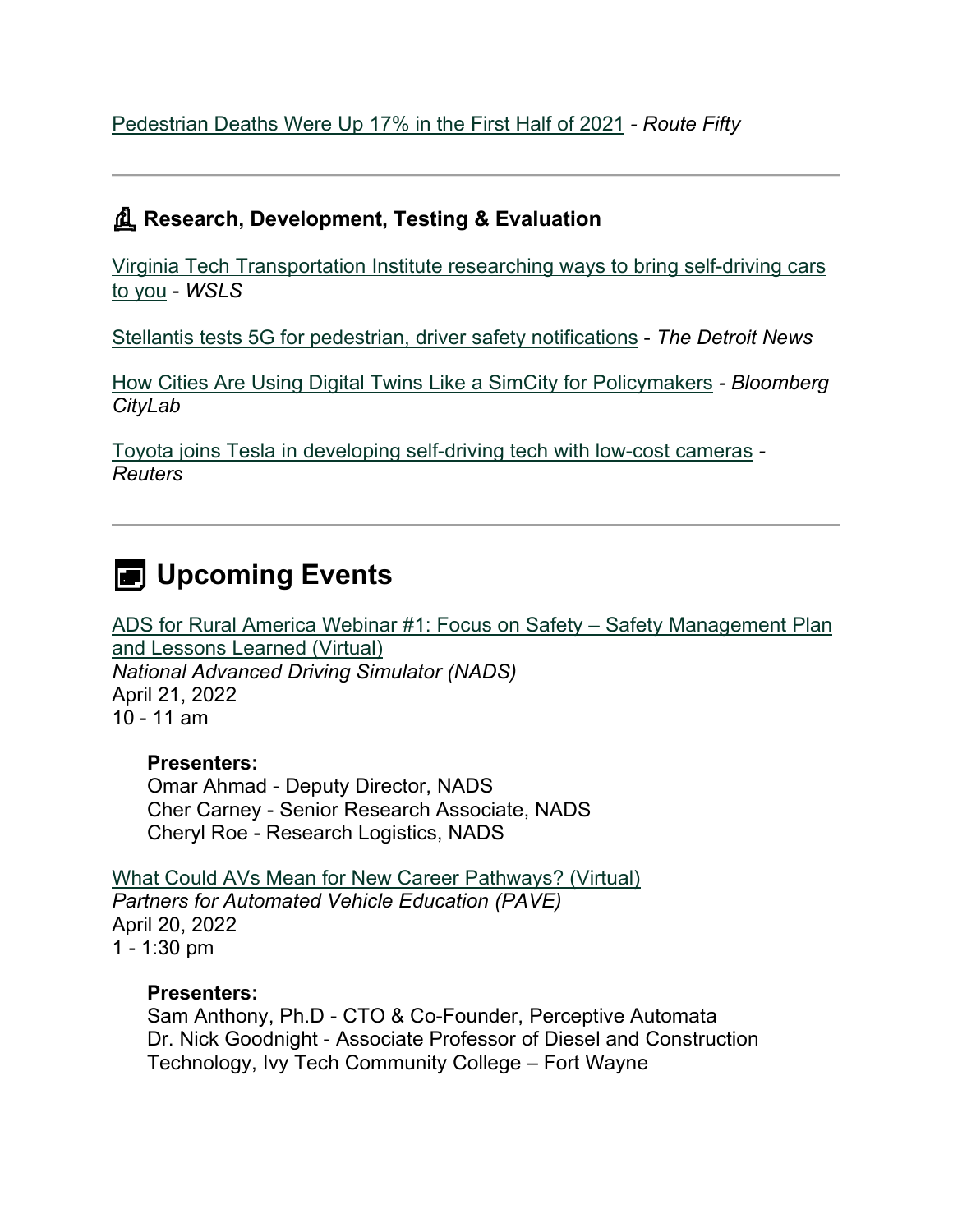Pedestrian Deaths Were Up 17% in the First Half of 2021 - *Route Fifty*

---

## Research, Development, Testing & Evaluation

Virginia Tech Transportation Institute researching ways to bring self-driving cars to you - *WSLS*

Stellantis tests 5G for pedestrian, driver safety notifications - *The Detroit News*

How Cities Are Using Digital Twins Like a SimCity for Policymakers - *Bloomberg CityLab*

Toyota joins Tesla in developing self-driving tech with low-cost cameras - *Reuters*

---

# Upcoming Events

ADS for Rural America Webinar #1: Focus on Safety – Safety Management Plan and Lessons Learned (Virtual)
*National Advanced Driving Simulator (NADS)*
April 21, 2022
10 - 11 am

> **Presenters:**
> Omar Ahmad - Deputy Director, NADS
> Cher Carney - Senior Research Associate, NADS
> Cheryl Roe - Research Logistics, NADS

What Could AVs Mean for New Career Pathways? (Virtual)
*Partners for Automated Vehicle Education (PAVE)*
April 20, 2022
1 - 1:30 pm

> **Presenters:**
> Sam Anthony, Ph.D - CTO & Co-Founder, Perceptive Automata
> Dr. Nick Goodnight - Associate Professor of Diesel and Construction Technology, Ivy Tech Community College – Fort Wayne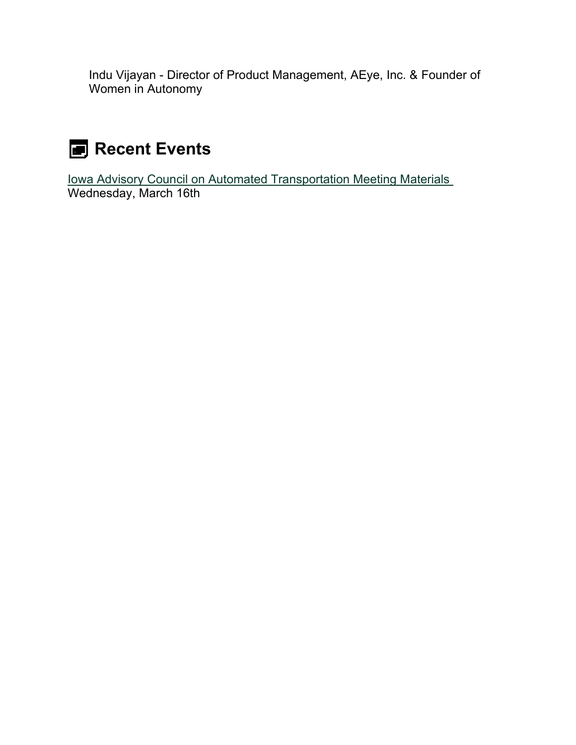Indu Vijayan - Director of Product Management, AEye, Inc. & Founder of Women in Autonomy

## Recent Events

Iowa Advisory Council on Automated Transportation Meeting Materials
Wednesday, March 16th